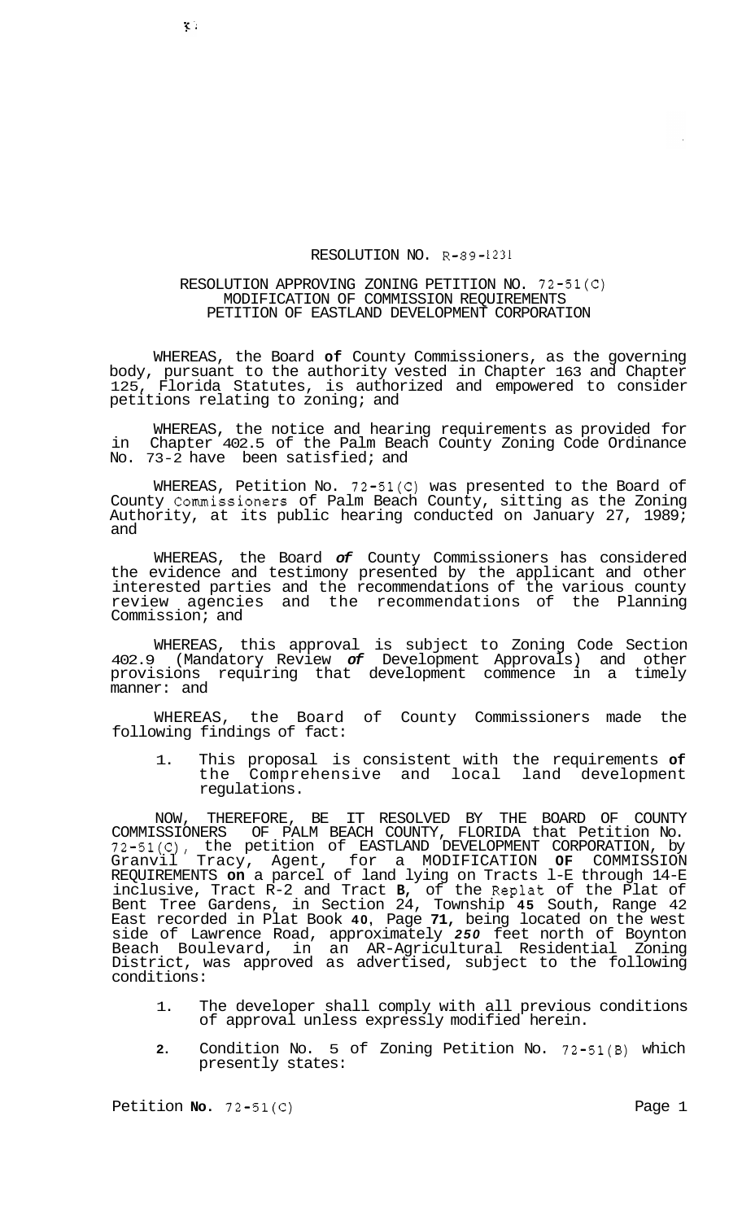# RESOLUTION NO. R-89-1231

## RESOLUTION APPROVING ZONING PETITION NO. 72-51(C) MODIFICATION OF COMMISSION REQUIREMENTS PETITION OF EASTLAND DEVELOPMENT CORPORATION

WHEREAS, the Board of County Commissioners, as the governing body, pursuant to the authority vested in Chapter 163 and Chapter 125, Florida Statutes, is authorized and empowered to consider petitions relating to zoning; and

WHEREAS, the notice and hearing requirements as provided for in Chapter 402.5 of the Palm Beach County Zoning Code Ordinance No. 73-2 have been satisfied; and

WHEREAS, Petition No. 72-51(C) was presented to the Board of County Commissioners of Palm Beach County, sitting as the Zoning Authority, at its public hearing conducted on January 27, 1989; and

WHEREAS, the Board of County Commissioners has considered the evidence and testimony presented by the applicant and other interested parties and the recommendations of the various county review agencies and the recommendations of the Planning Commission; and

WHEREAS, this approval is subject to Zoning Code Section 402.9 (Mandatory Review of Development Approvals) and other provisions requiring that development commence in a timely manner: and

WHEREAS, the Board of County Commissioners made the following findings of fact:

1. This proposal is consistent with the requirements of the Comprehensive and local land development regulations.

NOW, THEREFORE, BE IT RESOLVED BY THE BOARD OF COUNTY COMMISSIONERS OF PALM BEACH COUNTY, FLORIDA that Petition No. 72-51(C), the petition of EASTLAND DEVELOPMENT CORPORATION, by Granvil Tracy, Agent, for a MODIFICATION OF COMMISSION REQUIREMENTS on a parcel of land lying on Tracts l-E through 14-E inclusive, Tract R-2 and Tract B, of the Replat of the Plat of Bent Tree Gardens, in Section 24, Township 45 South, Range 42 East recorded in Plat Book 40, Page 71, being located on the west side of Lawrence Road, approximately 250 feet north of Boynton Beach Boulevard, in an AR-Agricultural Residential Zoning District, was approved as advertised, subject to the following conditions:

1. The developer shall comply with all previous conditions of approval unless expressly modified herein.

2. Condition No. 5 of Zoning Petition No. 72-51(B) which presently states: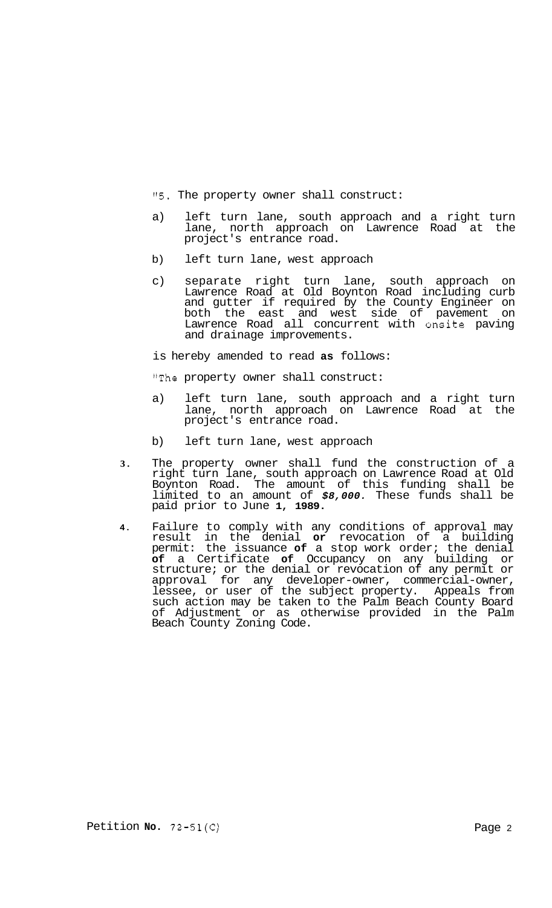"5. The property owner shall construct:

a) left turn lane, south approach and a right turn lane, north approach on Lawrence Road at the project's entrance road.

b) left turn lane, west approach

c) separate right turn lane, south approach on Lawrence Road at Old Boynton Road including curb and gutter if required by the County Engineer on both the east and west side of pavement on Lawrence Road all concurrent with onsite paving and drainage improvements.

is hereby amended to read **as** follows:

"The property owner shall construct:

a) left turn lane, south approach and a right turn lane, north approach on Lawrence Road at the project's entrance road.

b) left turn lane, west approach

**3.** The property owner shall fund the construction of a right turn lane, south approach on Lawrence Road at Old Boynton Road. The amount of this funding shall be limited to an amount of ***$8,000.*** These funds shall be paid prior to June **1, 1989.**

**4.** Failure to comply with any conditions of approval may result in the denial **or** revocation of a building permit: the issuance **of** a stop work order; the denial **of** a Certificate **of** Occupancy on any building or structure; or the denial or revocation of any permit or approval for any developer-owner, commercial-owner, lessee, or user of the subject property. Appeals from such action may be taken to the Palm Beach County Board of Adjustment or as otherwise provided in the Palm Beach County Zoning Code.

Petition **No.** 72-51(C)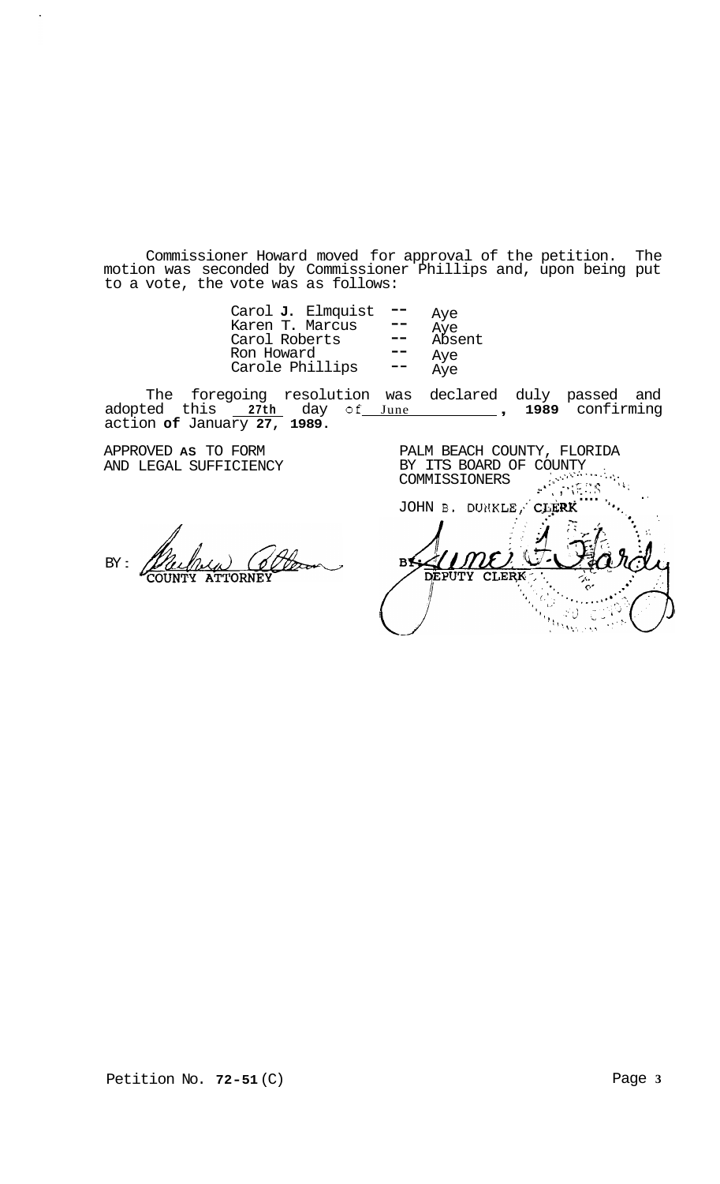Commissioner Howard moved for approval of the petition. The motion was seconded by Commissioner Phillips and, upon being put to a vote, the vote was as follows:

| | | |
|---|---|---|
| Carol J. Elmquist | -- | Aye |
| Karen T. Marcus | -- | Aye |
| Carol Roberts | -- | Absent |
| Ron Howard | -- | Aye |
| Carole Phillips | -- | Aye |

The foregoing resolution was declared duly passed and adopted this 27th day of June, 1989 confirming action of January 27, 1989.

APPROVED AS TO FORM AND LEGAL SUFFICIENCY

BY: COUNTY ATTORNEY

PALM BEACH COUNTY, FLORIDA BY ITS BOARD OF COUNTY COMMISSIONERS

JOHN B. DUNKLE, CLERK

BY: DEPUTY CLERK

Petition No. 72-51(C)